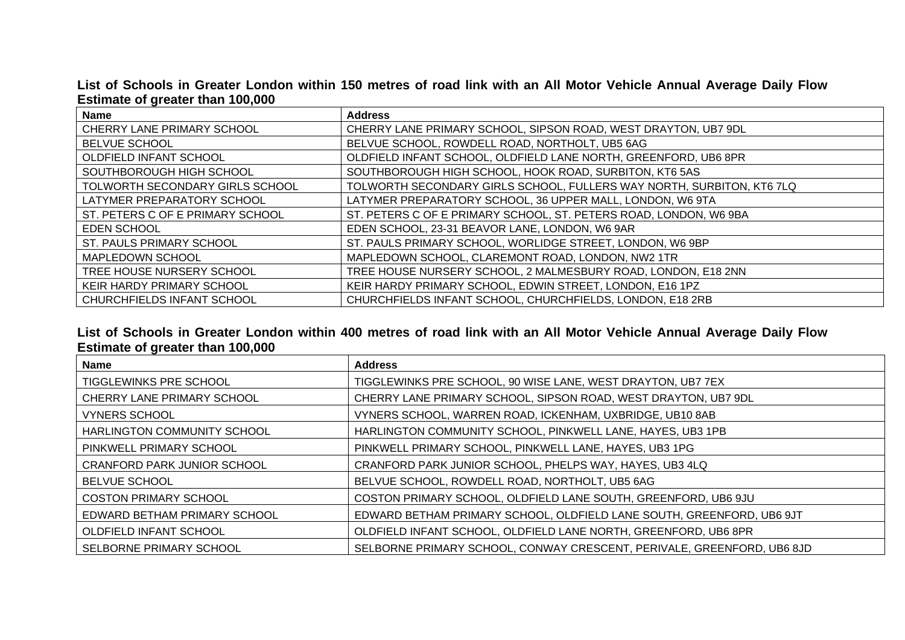**List of Schools in Greater London within 150 metres of road link with an All Motor Vehicle Annual Average Daily Flow Estimate of greater than 100,000**

| Name | Address |
|---|---|
| CHERRY LANE PRIMARY SCHOOL | CHERRY LANE PRIMARY SCHOOL, SIPSON ROAD, WEST DRAYTON, UB7 9DL |
| BELVUE SCHOOL | BELVUE SCHOOL, ROWDELL ROAD, NORTHOLT, UB5 6AG |
| OLDFIELD INFANT SCHOOL | OLDFIELD INFANT SCHOOL, OLDFIELD LANE NORTH, GREENFORD, UB6 8PR |
| SOUTHBOROUGH HIGH SCHOOL | SOUTHBOROUGH HIGH SCHOOL, HOOK ROAD, SURBITON, KT6 5AS |
| TOLWORTH SECONDARY GIRLS SCHOOL | TOLWORTH SECONDARY GIRLS SCHOOL, FULLERS WAY NORTH, SURBITON, KT6 7LQ |
| LATYMER PREPARATORY SCHOOL | LATYMER PREPARATORY SCHOOL, 36 UPPER MALL, LONDON, W6 9TA |
| ST. PETERS C OF E PRIMARY SCHOOL | ST. PETERS C OF E PRIMARY SCHOOL, ST. PETERS ROAD, LONDON, W6 9BA |
| EDEN SCHOOL | EDEN SCHOOL, 23-31 BEAVOR LANE, LONDON, W6 9AR |
| ST. PAULS PRIMARY SCHOOL | ST. PAULS PRIMARY SCHOOL, WORLIDGE STREET, LONDON, W6 9BP |
| MAPLEDOWN SCHOOL | MAPLEDOWN SCHOOL, CLAREMONT ROAD, LONDON, NW2 1TR |
| TREE HOUSE NURSERY SCHOOL | TREE HOUSE NURSERY SCHOOL, 2 MALMESBURY ROAD, LONDON, E18 2NN |
| KEIR HARDY PRIMARY SCHOOL | KEIR HARDY PRIMARY SCHOOL, EDWIN STREET, LONDON, E16 1PZ |
| CHURCHFIELDS INFANT SCHOOL | CHURCHFIELDS INFANT SCHOOL, CHURCHFIELDS, LONDON, E18 2RB |

**List of Schools in Greater London within 400 metres of road link with an All Motor Vehicle Annual Average Daily Flow Estimate of greater than 100,000**

| Name | Address |
|---|---|
| TIGGLEWINKS PRE SCHOOL | TIGGLEWINKS PRE SCHOOL, 90 WISE LANE, WEST DRAYTON, UB7 7EX |
| CHERRY LANE PRIMARY SCHOOL | CHERRY LANE PRIMARY SCHOOL, SIPSON ROAD, WEST DRAYTON, UB7 9DL |
| VYNERS SCHOOL | VYNERS SCHOOL, WARREN ROAD, ICKENHAM, UXBRIDGE, UB10 8AB |
| HARLINGTON COMMUNITY SCHOOL | HARLINGTON COMMUNITY SCHOOL, PINKWELL LANE, HAYES, UB3 1PB |
| PINKWELL PRIMARY SCHOOL | PINKWELL PRIMARY SCHOOL, PINKWELL LANE, HAYES, UB3 1PG |
| CRANFORD PARK JUNIOR SCHOOL | CRANFORD PARK JUNIOR SCHOOL, PHELPS WAY, HAYES, UB3 4LQ |
| BELVUE SCHOOL | BELVUE SCHOOL, ROWDELL ROAD, NORTHOLT, UB5 6AG |
| COSTON PRIMARY SCHOOL | COSTON PRIMARY SCHOOL, OLDFIELD LANE SOUTH, GREENFORD, UB6 9JU |
| EDWARD BETHAM PRIMARY SCHOOL | EDWARD BETHAM PRIMARY SCHOOL, OLDFIELD LANE SOUTH, GREENFORD, UB6 9JT |
| OLDFIELD INFANT SCHOOL | OLDFIELD INFANT SCHOOL, OLDFIELD LANE NORTH, GREENFORD, UB6 8PR |
| SELBORNE PRIMARY SCHOOL | SELBORNE PRIMARY SCHOOL, CONWAY CRESCENT, PERIVALE, GREENFORD, UB6 8JD |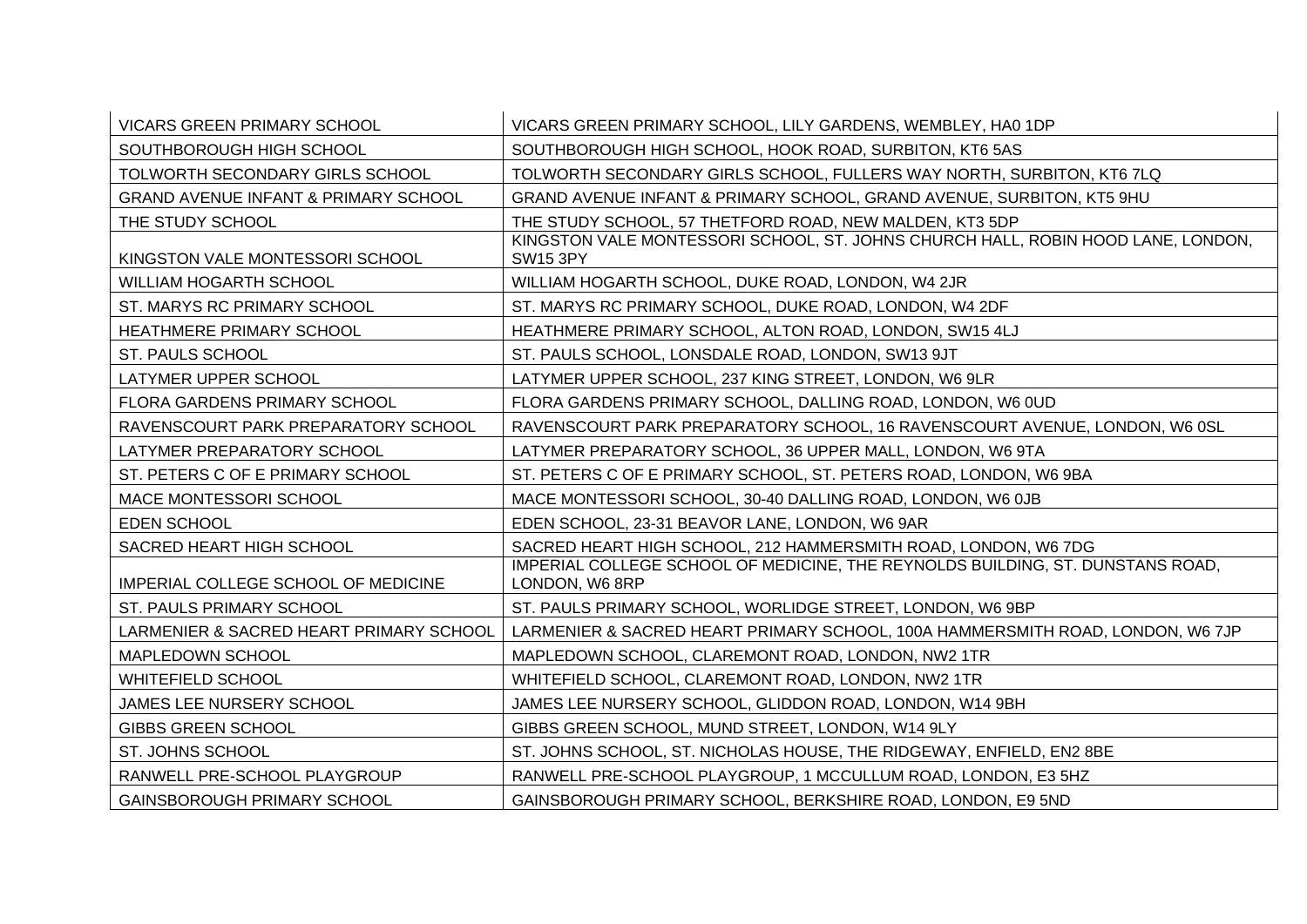| | |
|---|---|
| VICARS GREEN PRIMARY SCHOOL | VICARS GREEN PRIMARY SCHOOL, LILY GARDENS, WEMBLEY, HA0 1DP |
| SOUTHBOROUGH HIGH SCHOOL | SOUTHBOROUGH HIGH SCHOOL, HOOK ROAD, SURBITON, KT6 5AS |
| TOLWORTH SECONDARY GIRLS SCHOOL | TOLWORTH SECONDARY GIRLS SCHOOL, FULLERS WAY NORTH, SURBITON, KT6 7LQ |
| GRAND AVENUE INFANT & PRIMARY SCHOOL | GRAND AVENUE INFANT & PRIMARY SCHOOL, GRAND AVENUE, SURBITON, KT5 9HU |
| THE STUDY SCHOOL | THE STUDY SCHOOL, 57 THETFORD ROAD, NEW MALDEN, KT3 5DP |
| KINGSTON VALE MONTESSORI SCHOOL | KINGSTON VALE MONTESSORI SCHOOL, ST. JOHNS CHURCH HALL, ROBIN HOOD LANE, LONDON, SW15 3PY |
| WILLIAM HOGARTH SCHOOL | WILLIAM HOGARTH SCHOOL, DUKE ROAD, LONDON, W4 2JR |
| ST. MARYS RC PRIMARY SCHOOL | ST. MARYS RC PRIMARY SCHOOL, DUKE ROAD, LONDON, W4 2DF |
| HEATHMERE PRIMARY SCHOOL | HEATHMERE PRIMARY SCHOOL, ALTON ROAD, LONDON, SW15 4LJ |
| ST. PAULS SCHOOL | ST. PAULS SCHOOL, LONSDALE ROAD, LONDON, SW13 9JT |
| LATYMER UPPER SCHOOL | LATYMER UPPER SCHOOL, 237 KING STREET, LONDON, W6 9LR |
| FLORA GARDENS PRIMARY SCHOOL | FLORA GARDENS PRIMARY SCHOOL, DALLING ROAD, LONDON, W6 0UD |
| RAVENSCOURT PARK PREPARATORY SCHOOL | RAVENSCOURT PARK PREPARATORY SCHOOL, 16 RAVENSCOURT AVENUE, LONDON, W6 0SL |
| LATYMER PREPARATORY SCHOOL | LATYMER PREPARATORY SCHOOL, 36 UPPER MALL, LONDON, W6 9TA |
| ST. PETERS C OF E PRIMARY SCHOOL | ST. PETERS C OF E PRIMARY SCHOOL, ST. PETERS ROAD, LONDON, W6 9BA |
| MACE MONTESSORI SCHOOL | MACE MONTESSORI SCHOOL, 30-40 DALLING ROAD, LONDON, W6 0JB |
| EDEN SCHOOL | EDEN SCHOOL, 23-31 BEAVOR LANE, LONDON, W6 9AR |
| SACRED HEART HIGH SCHOOL | SACRED HEART HIGH SCHOOL, 212 HAMMERSMITH ROAD, LONDON, W6 7DG |
| IMPERIAL COLLEGE SCHOOL OF MEDICINE | IMPERIAL COLLEGE SCHOOL OF MEDICINE, THE REYNOLDS BUILDING, ST. DUNSTANS ROAD, LONDON, W6 8RP |
| ST. PAULS PRIMARY SCHOOL | ST. PAULS PRIMARY SCHOOL, WORLIDGE STREET, LONDON, W6 9BP |
| LARMENIER & SACRED HEART PRIMARY SCHOOL | LARMENIER & SACRED HEART PRIMARY SCHOOL, 100A HAMMERSMITH ROAD, LONDON, W6 7JP |
| MAPLEDOWN SCHOOL | MAPLEDOWN SCHOOL, CLAREMONT ROAD, LONDON, NW2 1TR |
| WHITEFIELD SCHOOL | WHITEFIELD SCHOOL, CLAREMONT ROAD, LONDON, NW2 1TR |
| JAMES LEE NURSERY SCHOOL | JAMES LEE NURSERY SCHOOL, GLIDDON ROAD, LONDON, W14 9BH |
| GIBBS GREEN SCHOOL | GIBBS GREEN SCHOOL, MUND STREET, LONDON, W14 9LY |
| ST. JOHNS SCHOOL | ST. JOHNS SCHOOL, ST. NICHOLAS HOUSE, THE RIDGEWAY, ENFIELD, EN2 8BE |
| RANWELL PRE-SCHOOL PLAYGROUP | RANWELL PRE-SCHOOL PLAYGROUP, 1 MCCULLUM ROAD, LONDON, E3 5HZ |
| GAINSBOROUGH PRIMARY SCHOOL | GAINSBOROUGH PRIMARY SCHOOL, BERKSHIRE ROAD, LONDON, E9 5ND |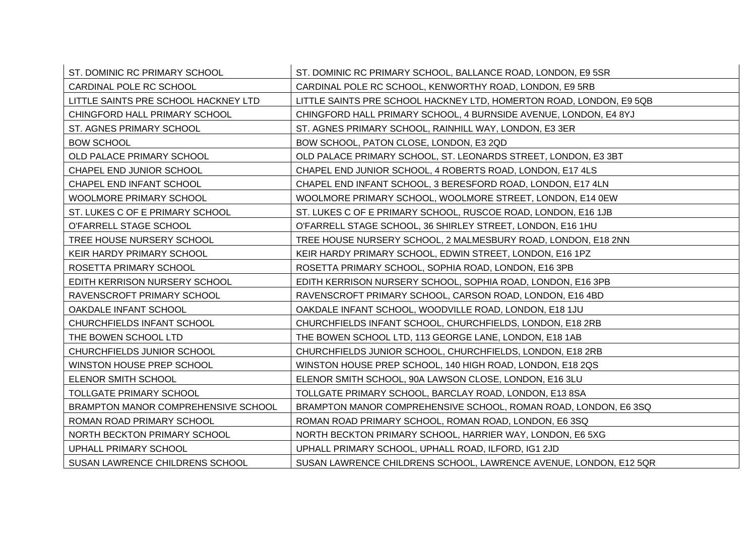| ST. DOMINIC RC PRIMARY SCHOOL | ST. DOMINIC RC PRIMARY SCHOOL, BALLANCE ROAD, LONDON, E9 5SR |
|---|---|
| CARDINAL POLE RC SCHOOL | CARDINAL POLE RC SCHOOL, KENWORTHY ROAD, LONDON, E9 5RB |
| LITTLE SAINTS PRE SCHOOL HACKNEY LTD | LITTLE SAINTS PRE SCHOOL HACKNEY LTD, HOMERTON ROAD, LONDON, E9 5QB |
| CHINGFORD HALL PRIMARY SCHOOL | CHINGFORD HALL PRIMARY SCHOOL, 4 BURNSIDE AVENUE, LONDON, E4 8YJ |
| ST. AGNES PRIMARY SCHOOL | ST. AGNES PRIMARY SCHOOL, RAINHILL WAY, LONDON, E3 3ER |
| BOW SCHOOL | BOW SCHOOL, PATON CLOSE, LONDON, E3 2QD |
| OLD PALACE PRIMARY SCHOOL | OLD PALACE PRIMARY SCHOOL, ST. LEONARDS STREET, LONDON, E3 3BT |
| CHAPEL END JUNIOR SCHOOL | CHAPEL END JUNIOR SCHOOL, 4 ROBERTS ROAD, LONDON, E17 4LS |
| CHAPEL END INFANT SCHOOL | CHAPEL END INFANT SCHOOL, 3 BERESFORD ROAD, LONDON, E17 4LN |
| WOOLMORE PRIMARY SCHOOL | WOOLMORE PRIMARY SCHOOL, WOOLMORE STREET, LONDON, E14 0EW |
| ST. LUKES C OF E PRIMARY SCHOOL | ST. LUKES C OF E PRIMARY SCHOOL, RUSCOE ROAD, LONDON, E16 1JB |
| O'FARRELL STAGE SCHOOL | O'FARRELL STAGE SCHOOL, 36 SHIRLEY STREET, LONDON, E16 1HU |
| TREE HOUSE NURSERY SCHOOL | TREE HOUSE NURSERY SCHOOL, 2 MALMESBURY ROAD, LONDON, E18 2NN |
| KEIR HARDY PRIMARY SCHOOL | KEIR HARDY PRIMARY SCHOOL, EDWIN STREET, LONDON, E16 1PZ |
| ROSETTA PRIMARY SCHOOL | ROSETTA PRIMARY SCHOOL, SOPHIA ROAD, LONDON, E16 3PB |
| EDITH KERRISON NURSERY SCHOOL | EDITH KERRISON NURSERY SCHOOL, SOPHIA ROAD, LONDON, E16 3PB |
| RAVENSCROFT PRIMARY SCHOOL | RAVENSCROFT PRIMARY SCHOOL, CARSON ROAD, LONDON, E16 4BD |
| OAKDALE INFANT SCHOOL | OAKDALE INFANT SCHOOL, WOODVILLE ROAD, LONDON, E18 1JU |
| CHURCHFIELDS INFANT SCHOOL | CHURCHFIELDS INFANT SCHOOL, CHURCHFIELDS, LONDON, E18 2RB |
| THE BOWEN SCHOOL LTD | THE BOWEN SCHOOL LTD, 113 GEORGE LANE, LONDON, E18 1AB |
| CHURCHFIELDS JUNIOR SCHOOL | CHURCHFIELDS JUNIOR SCHOOL, CHURCHFIELDS, LONDON, E18 2RB |
| WINSTON HOUSE PREP SCHOOL | WINSTON HOUSE PREP SCHOOL, 140 HIGH ROAD, LONDON, E18 2QS |
| ELENOR SMITH SCHOOL | ELENOR SMITH SCHOOL, 90A LAWSON CLOSE, LONDON, E16 3LU |
| TOLLGATE PRIMARY SCHOOL | TOLLGATE PRIMARY SCHOOL, BARCLAY ROAD, LONDON, E13 8SA |
| BRAMPTON MANOR COMPREHENSIVE SCHOOL | BRAMPTON MANOR COMPREHENSIVE SCHOOL, ROMAN ROAD, LONDON, E6 3SQ |
| ROMAN ROAD PRIMARY SCHOOL | ROMAN ROAD PRIMARY SCHOOL, ROMAN ROAD, LONDON, E6 3SQ |
| NORTH BECKTON PRIMARY SCHOOL | NORTH BECKTON PRIMARY SCHOOL, HARRIER WAY, LONDON, E6 5XG |
| UPHALL PRIMARY SCHOOL | UPHALL PRIMARY SCHOOL, UPHALL ROAD, ILFORD, IG1 2JD |
| SUSAN LAWRENCE CHILDRENS SCHOOL | SUSAN LAWRENCE CHILDRENS SCHOOL, LAWRENCE AVENUE, LONDON, E12 5QR |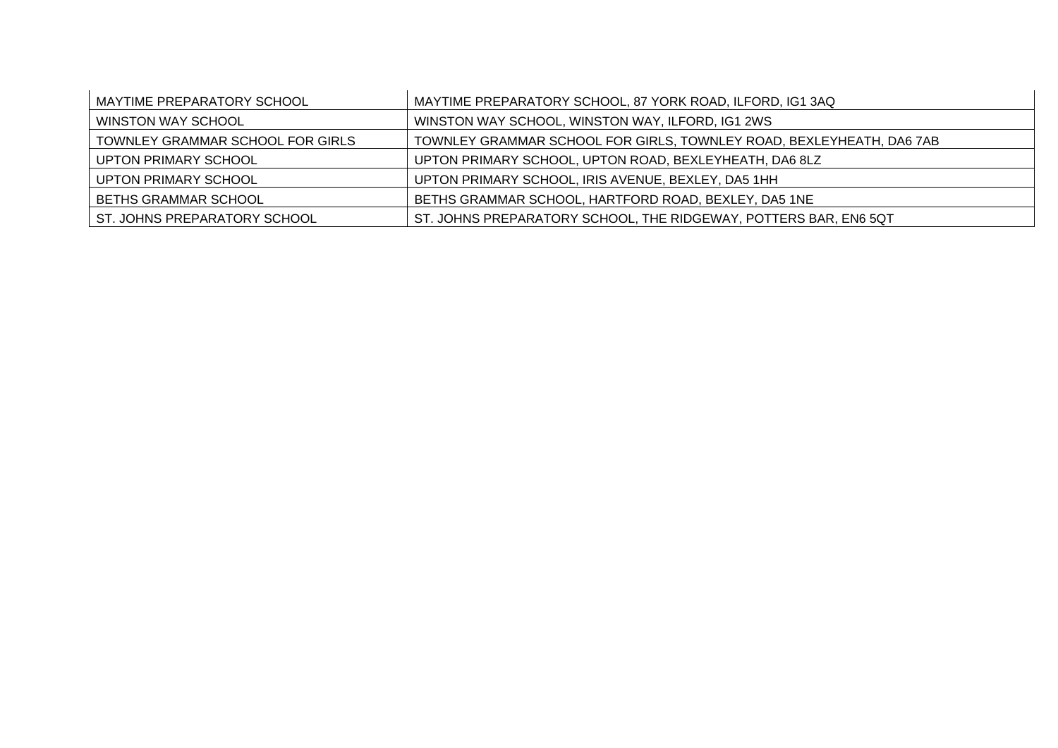| | |
|---|---|
| MAYTIME PREPARATORY SCHOOL | MAYTIME PREPARATORY SCHOOL, 87 YORK ROAD, ILFORD, IG1 3AQ |
| WINSTON WAY SCHOOL | WINSTON WAY SCHOOL, WINSTON WAY, ILFORD, IG1 2WS |
| TOWNLEY GRAMMAR SCHOOL FOR GIRLS | TOWNLEY GRAMMAR SCHOOL FOR GIRLS, TOWNLEY ROAD, BEXLEYHEATH, DA6 7AB |
| UPTON PRIMARY SCHOOL | UPTON PRIMARY SCHOOL, UPTON ROAD, BEXLEYHEATH, DA6 8LZ |
| UPTON PRIMARY SCHOOL | UPTON PRIMARY SCHOOL, IRIS AVENUE, BEXLEY, DA5 1HH |
| BETHS GRAMMAR SCHOOL | BETHS GRAMMAR SCHOOL, HARTFORD ROAD, BEXLEY, DA5 1NE |
| ST. JOHNS PREPARATORY SCHOOL | ST. JOHNS PREPARATORY SCHOOL, THE RIDGEWAY, POTTERS BAR, EN6 5QT |